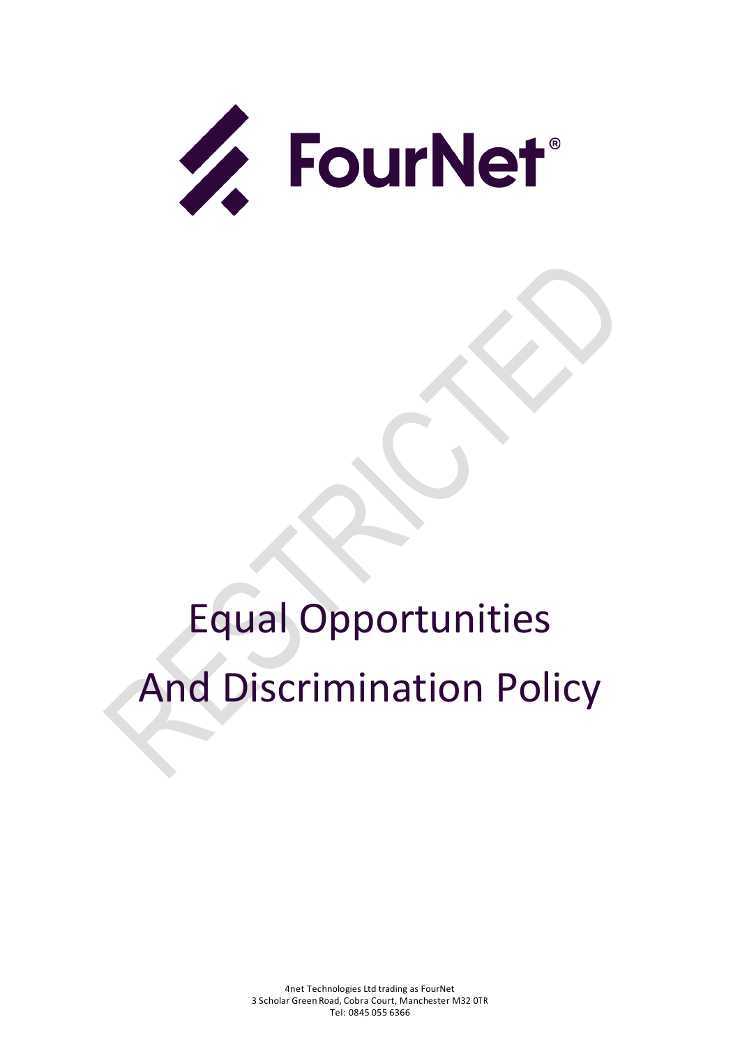FourNet®

# Equal Opportunities And Discrimination Policy

RESTRICTED

4net Technologies Ltd trading as FourNet
3 Scholar Green Road, Cobra Court, Manchester M32 0TR
Tel: 0845 055 6366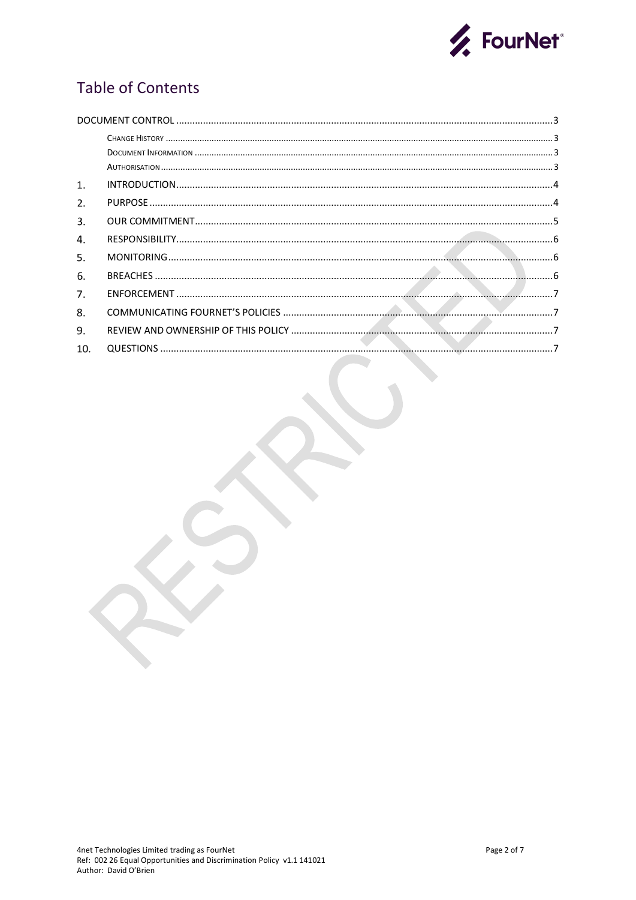# Table of Contents

DOCUMENT CONTROL ....................................................................................................................................3

- CHANGE HISTORY ....................................................................................................................................3
- DOCUMENT INFORMATION ....................................................................................................................................3
- AUTHORISATION ....................................................................................................................................3

1. INTRODUCTION....................................................................................................................................4
2. PURPOSE ....................................................................................................................................4
3. OUR COMMITMENT....................................................................................................................................5
4. RESPONSIBILITY....................................................................................................................................6
5. MONITORING....................................................................................................................................6
6. BREACHES ....................................................................................................................................6
7. ENFORCEMENT ....................................................................................................................................7
8. COMMUNICATING FOURNET'S POLICIES ....................................................................................................................................7
9. REVIEW AND OWNERSHIP OF THIS POLICY ....................................................................................................................................7
10. QUESTIONS ....................................................................................................................................7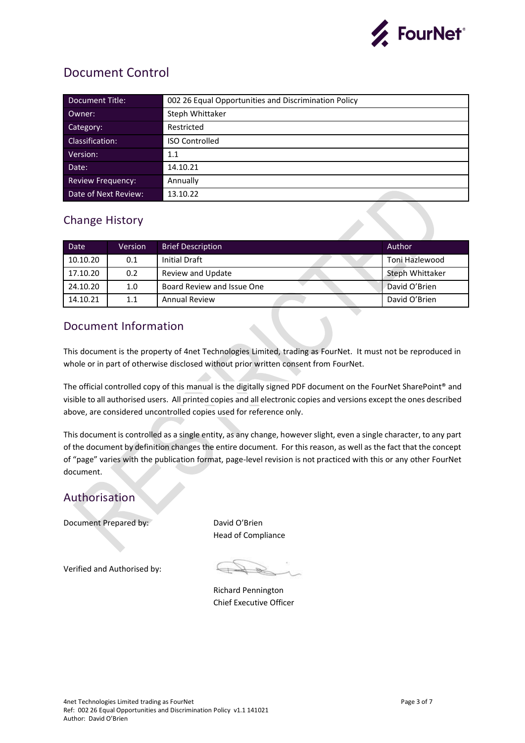## Document Control

| Document Title: | 002 26 Equal Opportunities and Discrimination Policy |
|---|---|
| Owner: | Steph Whittaker |
| Category: | Restricted |
| Classification: | ISO Controlled |
| Version: | 1.1 |
| Date: | 14.10.21 |
| Review Frequency: | Annually |
| Date of Next Review: | 13.10.22 |

## Change History

| Date | Version | Brief Description | Author |
|---|---|---|---|
| 10.10.20 | 0.1 | Initial Draft | Toni Hazlewood |
| 17.10.20 | 0.2 | Review and Update | Steph Whittaker |
| 24.10.20 | 1.0 | Board Review and Issue One | David O'Brien |
| 14.10.21 | 1.1 | Annual Review | David O'Brien |

## Document Information

This document is the property of 4net Technologies Limited, trading as FourNet. It must not be reproduced in whole or in part of otherwise disclosed without prior written consent from FourNet.

The official controlled copy of this manual is the digitally signed PDF document on the FourNet SharePoint® and visible to all authorised users. All printed copies and all electronic copies and versions except the ones described above, are considered uncontrolled copies used for reference only.

This document is controlled as a single entity, as any change, however slight, even a single character, to any part of the document by definition changes the entire document. For this reason, as well as the fact that the concept of "page" varies with the publication format, page-level revision is not practiced with this or any other FourNet document.

## Authorisation

Document Prepared by: David O'Brien
Head of Compliance

Verified and Authorised by:

Richard Pennington
Chief Executive Officer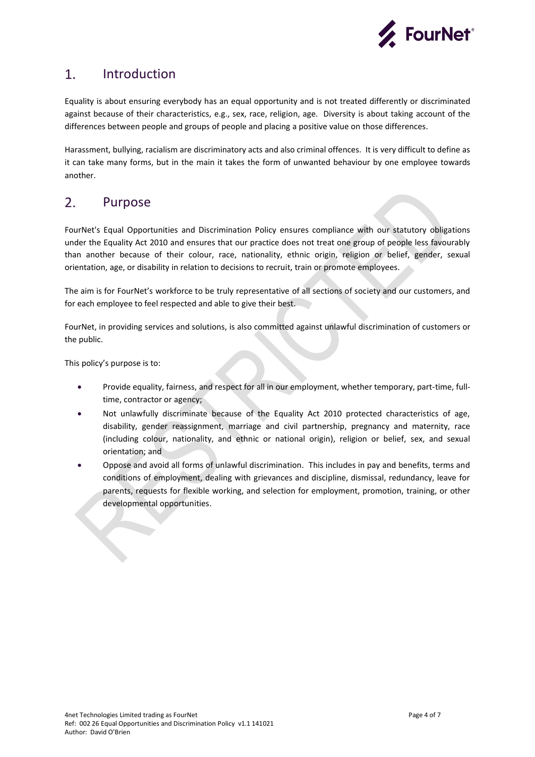## 1. Introduction

Equality is about ensuring everybody has an equal opportunity and is not treated differently or discriminated against because of their characteristics, e.g., sex, race, religion, age. Diversity is about taking account of the differences between people and groups of people and placing a positive value on those differences.

Harassment, bullying, racialism are discriminatory acts and also criminal offences. It is very difficult to define as it can take many forms, but in the main it takes the form of unwanted behaviour by one employee towards another.

## 2. Purpose

FourNet's Equal Opportunities and Discrimination Policy ensures compliance with our statutory obligations under the Equality Act 2010 and ensures that our practice does not treat one group of people less favourably than another because of their colour, race, nationality, ethnic origin, religion or belief, gender, sexual orientation, age, or disability in relation to decisions to recruit, train or promote employees.

The aim is for FourNet's workforce to be truly representative of all sections of society and our customers, and for each employee to feel respected and able to give their best.

FourNet, in providing services and solutions, is also committed against unlawful discrimination of customers or the public.

This policy's purpose is to:

- Provide equality, fairness, and respect for all in our employment, whether temporary, part-time, full-time, contractor or agency;
- Not unlawfully discriminate because of the Equality Act 2010 protected characteristics of age, disability, gender reassignment, marriage and civil partnership, pregnancy and maternity, race (including colour, nationality, and ethnic or national origin), religion or belief, sex, and sexual orientation; and
- Oppose and avoid all forms of unlawful discrimination. This includes in pay and benefits, terms and conditions of employment, dealing with grievances and discipline, dismissal, redundancy, leave for parents, requests for flexible working, and selection for employment, promotion, training, or other developmental opportunities.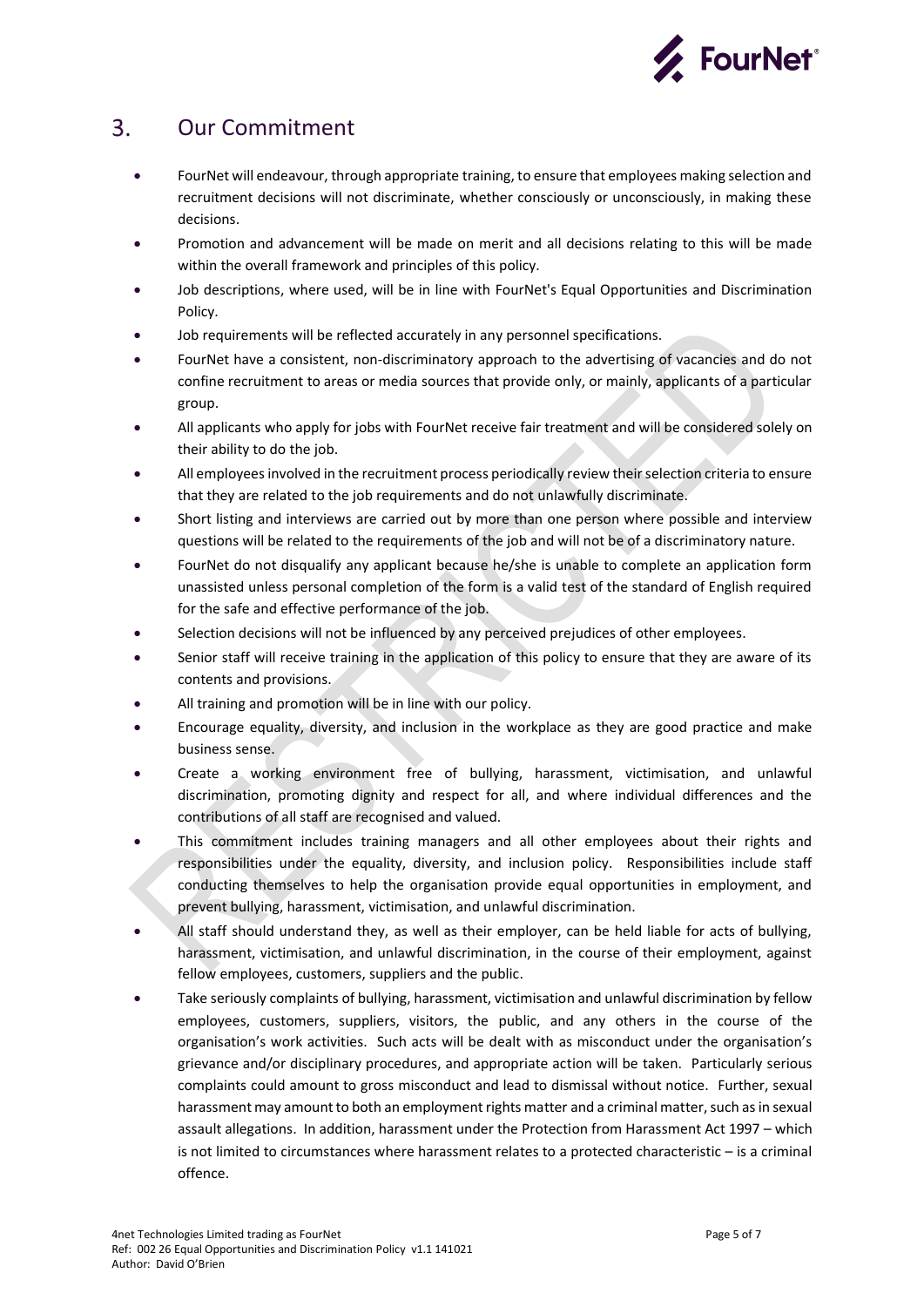## 3. Our Commitment

- FourNet will endeavour, through appropriate training, to ensure that employees making selection and recruitment decisions will not discriminate, whether consciously or unconsciously, in making these decisions.
- Promotion and advancement will be made on merit and all decisions relating to this will be made within the overall framework and principles of this policy.
- Job descriptions, where used, will be in line with FourNet's Equal Opportunities and Discrimination Policy.
- Job requirements will be reflected accurately in any personnel specifications.
- FourNet have a consistent, non-discriminatory approach to the advertising of vacancies and do not confine recruitment to areas or media sources that provide only, or mainly, applicants of a particular group.
- All applicants who apply for jobs with FourNet receive fair treatment and will be considered solely on their ability to do the job.
- All employees involved in the recruitment process periodically review their selection criteria to ensure that they are related to the job requirements and do not unlawfully discriminate.
- Short listing and interviews are carried out by more than one person where possible and interview questions will be related to the requirements of the job and will not be of a discriminatory nature.
- FourNet do not disqualify any applicant because he/she is unable to complete an application form unassisted unless personal completion of the form is a valid test of the standard of English required for the safe and effective performance of the job.
- Selection decisions will not be influenced by any perceived prejudices of other employees.
- Senior staff will receive training in the application of this policy to ensure that they are aware of its contents and provisions.
- All training and promotion will be in line with our policy.
- Encourage equality, diversity, and inclusion in the workplace as they are good practice and make business sense.
- Create a working environment free of bullying, harassment, victimisation, and unlawful discrimination, promoting dignity and respect for all, and where individual differences and the contributions of all staff are recognised and valued.
- This commitment includes training managers and all other employees about their rights and responsibilities under the equality, diversity, and inclusion policy. Responsibilities include staff conducting themselves to help the organisation provide equal opportunities in employment, and prevent bullying, harassment, victimisation, and unlawful discrimination.
- All staff should understand they, as well as their employer, can be held liable for acts of bullying, harassment, victimisation, and unlawful discrimination, in the course of their employment, against fellow employees, customers, suppliers and the public.
- Take seriously complaints of bullying, harassment, victimisation and unlawful discrimination by fellow employees, customers, suppliers, visitors, the public, and any others in the course of the organisation's work activities. Such acts will be dealt with as misconduct under the organisation's grievance and/or disciplinary procedures, and appropriate action will be taken. Particularly serious complaints could amount to gross misconduct and lead to dismissal without notice. Further, sexual harassment may amount to both an employment rights matter and a criminal matter, such as in sexual assault allegations. In addition, harassment under the Protection from Harassment Act 1997 – which is not limited to circumstances where harassment relates to a protected characteristic – is a criminal offence.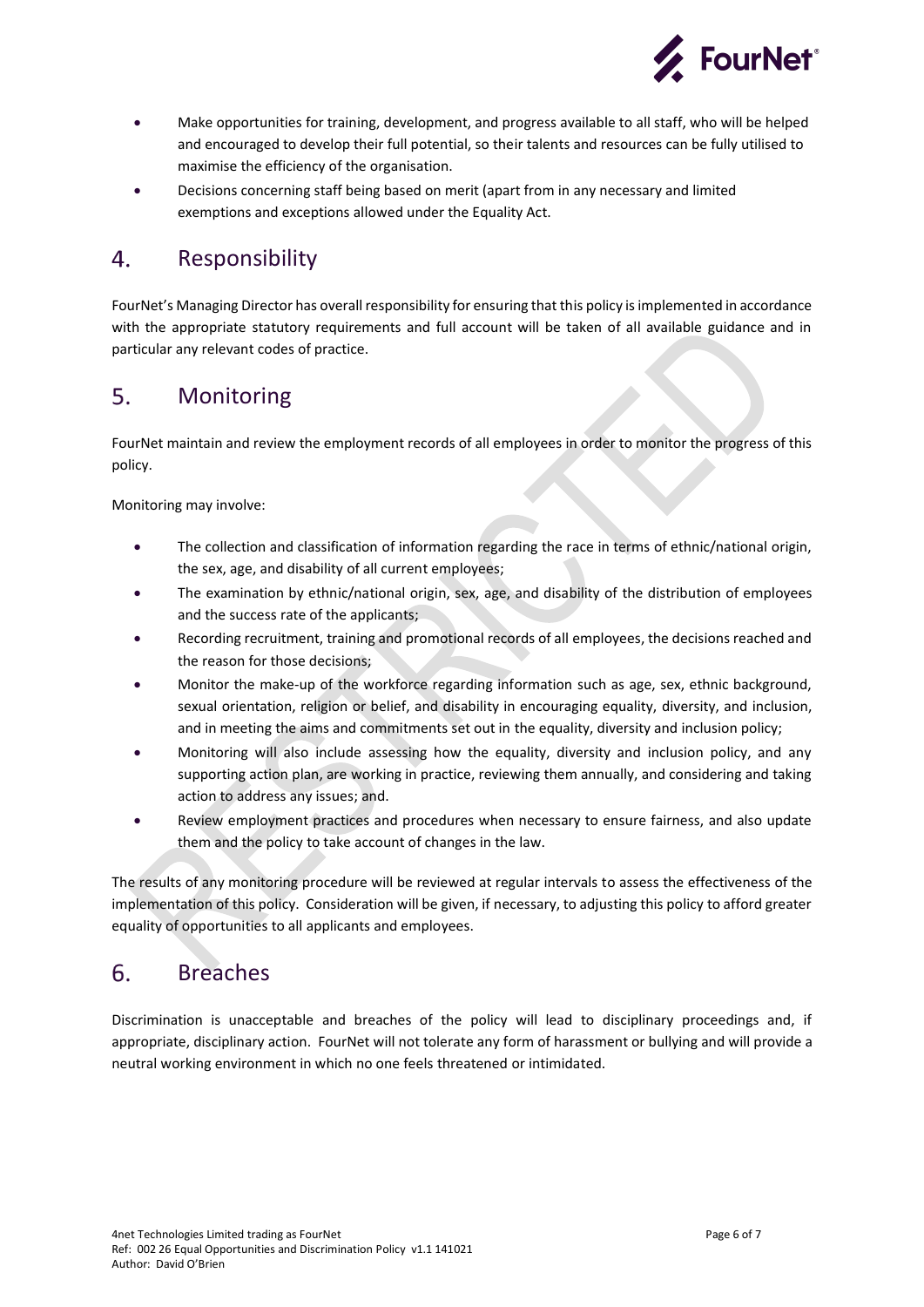- Make opportunities for training, development, and progress available to all staff, who will be helped and encouraged to develop their full potential, so their talents and resources can be fully utilised to maximise the efficiency of the organisation.
- Decisions concerning staff being based on merit (apart from in any necessary and limited exemptions and exceptions allowed under the Equality Act.

## 4. Responsibility

FourNet's Managing Director has overall responsibility for ensuring that this policy is implemented in accordance with the appropriate statutory requirements and full account will be taken of all available guidance and in particular any relevant codes of practice.

## 5. Monitoring

FourNet maintain and review the employment records of all employees in order to monitor the progress of this policy.

Monitoring may involve:

- The collection and classification of information regarding the race in terms of ethnic/national origin, the sex, age, and disability of all current employees;
- The examination by ethnic/national origin, sex, age, and disability of the distribution of employees and the success rate of the applicants;
- Recording recruitment, training and promotional records of all employees, the decisions reached and the reason for those decisions;
- Monitor the make-up of the workforce regarding information such as age, sex, ethnic background, sexual orientation, religion or belief, and disability in encouraging equality, diversity, and inclusion, and in meeting the aims and commitments set out in the equality, diversity and inclusion policy;
- Monitoring will also include assessing how the equality, diversity and inclusion policy, and any supporting action plan, are working in practice, reviewing them annually, and considering and taking action to address any issues; and.
- Review employment practices and procedures when necessary to ensure fairness, and also update them and the policy to take account of changes in the law.

The results of any monitoring procedure will be reviewed at regular intervals to assess the effectiveness of the implementation of this policy. Consideration will be given, if necessary, to adjusting this policy to afford greater equality of opportunities to all applicants and employees.

## 6. Breaches

Discrimination is unacceptable and breaches of the policy will lead to disciplinary proceedings and, if appropriate, disciplinary action. FourNet will not tolerate any form of harassment or bullying and will provide a neutral working environment in which no one feels threatened or intimidated.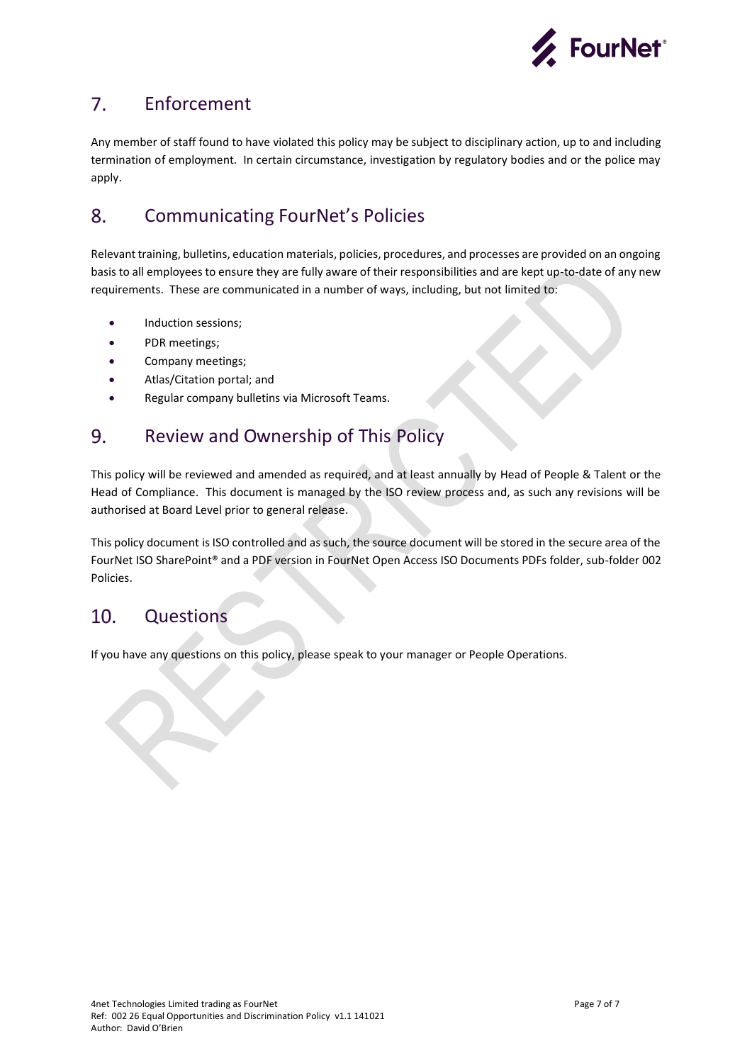## 7. Enforcement

Any member of staff found to have violated this policy may be subject to disciplinary action, up to and including termination of employment. In certain circumstance, investigation by regulatory bodies and or the police may apply.

## 8. Communicating FourNet's Policies

Relevant training, bulletins, education materials, policies, procedures, and processes are provided on an ongoing basis to all employees to ensure they are fully aware of their responsibilities and are kept up-to-date of any new requirements. These are communicated in a number of ways, including, but not limited to:

- Induction sessions;
- PDR meetings;
- Company meetings;
- Atlas/Citation portal; and
- Regular company bulletins via Microsoft Teams.

## 9. Review and Ownership of This Policy

This policy will be reviewed and amended as required, and at least annually by Head of People & Talent or the Head of Compliance. This document is managed by the ISO review process and, as such any revisions will be authorised at Board Level prior to general release.

This policy document is ISO controlled and as such, the source document will be stored in the secure area of the FourNet ISO SharePoint® and a PDF version in FourNet Open Access ISO Documents PDFs folder, sub-folder 002 Policies.

## 10. Questions

If you have any questions on this policy, please speak to your manager or People Operations.